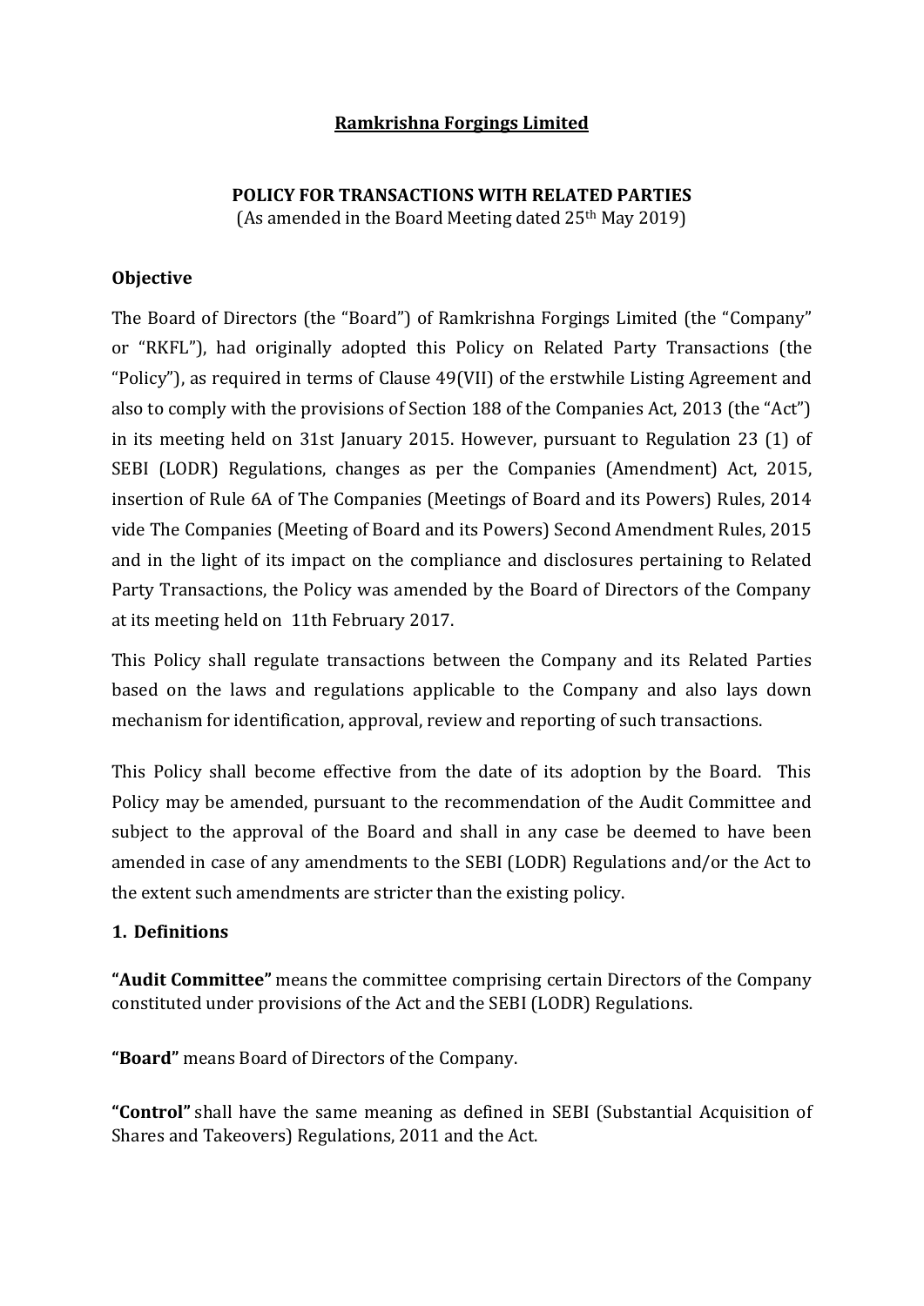# Ramkrishna Forgings Limited

## POLICY FOR TRANSACTIONS WITH RELATED PARTIES

(As amended in the Board Meeting dated 25th May 2019)

### Objective

The Board of Directors (the "Board") of Ramkrishna Forgings Limited (the "Company" or "RKFL"), had originally adopted this Policy on Related Party Transactions (the "Policy"), as required in terms of Clause 49(VII) of the erstwhile Listing Agreement and also to comply with the provisions of Section 188 of the Companies Act, 2013 (the "Act") in its meeting held on 31st January 2015. However, pursuant to Regulation 23 (1) of SEBI (LODR) Regulations, changes as per the Companies (Amendment) Act, 2015, insertion of Rule 6A of The Companies (Meetings of Board and its Powers) Rules, 2014 vide The Companies (Meeting of Board and its Powers) Second Amendment Rules, 2015 and in the light of its impact on the compliance and disclosures pertaining to Related Party Transactions, the Policy was amended by the Board of Directors of the Company at its meeting held on 11th February 2017.

This Policy shall regulate transactions between the Company and its Related Parties based on the laws and regulations applicable to the Company and also lays down mechanism for identification, approval, review and reporting of such transactions.

This Policy shall become effective from the date of its adoption by the Board. This Policy may be amended, pursuant to the recommendation of the Audit Committee and subject to the approval of the Board and shall in any case be deemed to have been amended in case of any amendments to the SEBI (LODR) Regulations and/or the Act to the extent such amendments are stricter than the existing policy.

### 1. Definitions

**"Audit Committee"** means the committee comprising certain Directors of the Company constituted under provisions of the Act and the SEBI (LODR) Regulations.

**"Board"** means Board of Directors of the Company.

**"Control"** shall have the same meaning as defined in SEBI (Substantial Acquisition of Shares and Takeovers) Regulations, 2011 and the Act.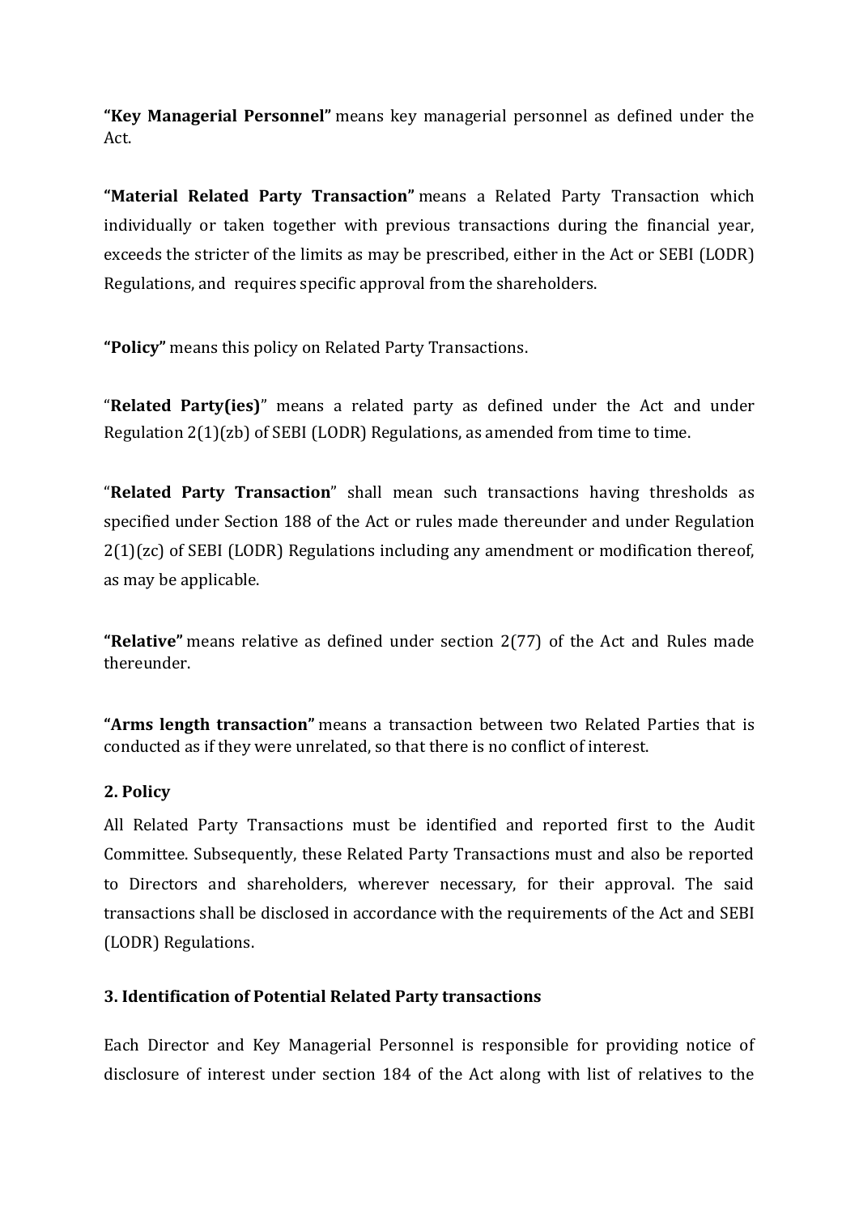**"Key Managerial Personnel"** means key managerial personnel as defined under the Act.

**"Material Related Party Transaction"** means a Related Party Transaction which individually or taken together with previous transactions during the financial year, exceeds the stricter of the limits as may be prescribed, either in the Act or SEBI (LODR) Regulations, and requires specific approval from the shareholders.

**"Policy"** means this policy on Related Party Transactions.

"**Related Party(ies)**" means a related party as defined under the Act and under Regulation 2(1)(zb) of SEBI (LODR) Regulations, as amended from time to time.

"**Related Party Transaction**" shall mean such transactions having thresholds as specified under Section 188 of the Act or rules made thereunder and under Regulation 2(1)(zc) of SEBI (LODR) Regulations including any amendment or modification thereof, as may be applicable.

**"Relative"** means relative as defined under section 2(77) of the Act and Rules made thereunder.

**"Arms length transaction"** means a transaction between two Related Parties that is conducted as if they were unrelated, so that there is no conflict of interest.

### 2. Policy

All Related Party Transactions must be identified and reported first to the Audit Committee. Subsequently, these Related Party Transactions must and also be reported to Directors and shareholders, wherever necessary, for their approval. The said transactions shall be disclosed in accordance with the requirements of the Act and SEBI (LODR) Regulations.

### 3. Identification of Potential Related Party transactions

Each Director and Key Managerial Personnel is responsible for providing notice of disclosure of interest under section 184 of the Act along with list of relatives to the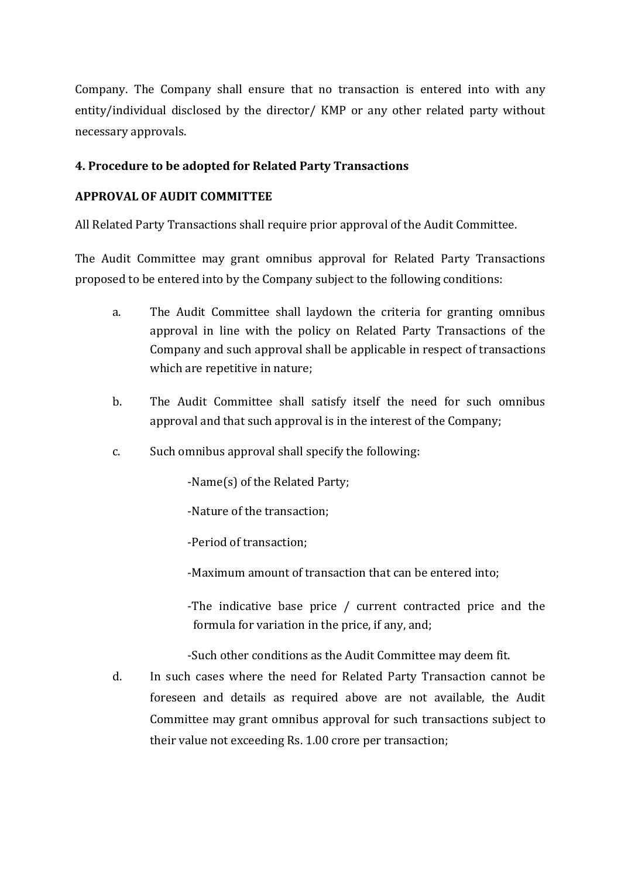Company. The Company shall ensure that no transaction is entered into with any entity/individual disclosed by the director/ KMP or any other related party without necessary approvals.

**4. Procedure to be adopted for Related Party Transactions**

**APPROVAL OF AUDIT COMMITTEE**

All Related Party Transactions shall require prior approval of the Audit Committee.

The Audit Committee may grant omnibus approval for Related Party Transactions proposed to be entered into by the Company subject to the following conditions:

a. The Audit Committee shall laydown the criteria for granting omnibus approval in line with the policy on Related Party Transactions of the Company and such approval shall be applicable in respect of transactions which are repetitive in nature;

b. The Audit Committee shall satisfy itself the need for such omnibus approval and that such approval is in the interest of the Company;

c. Such omnibus approval shall specify the following:

   -Name(s) of the Related Party;

   -Nature of the transaction;

   -Period of transaction;

   -Maximum amount of transaction that can be entered into;

   -The indicative base price / current contracted price and the formula for variation in the price, if any, and;

   -Such other conditions as the Audit Committee may deem fit.

d. In such cases where the need for Related Party Transaction cannot be foreseen and details as required above are not available, the Audit Committee may grant omnibus approval for such transactions subject to their value not exceeding Rs. 1.00 crore per transaction;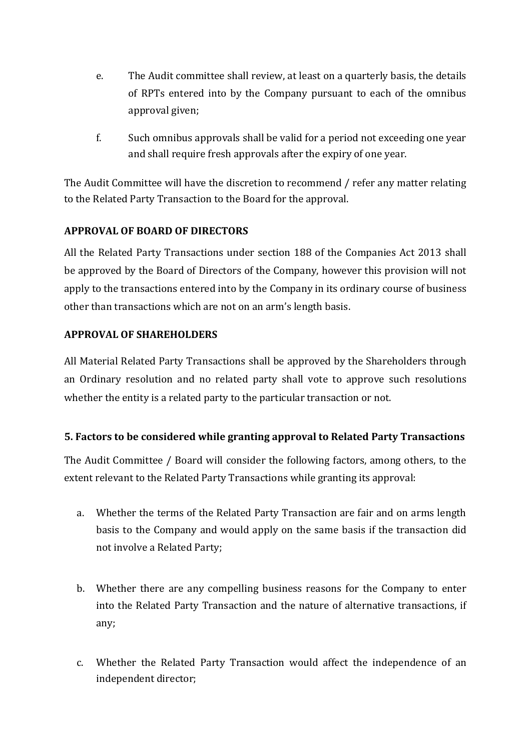e. The Audit committee shall review, at least on a quarterly basis, the details of RPTs entered into by the Company pursuant to each of the omnibus approval given;

f. Such omnibus approvals shall be valid for a period not exceeding one year and shall require fresh approvals after the expiry of one year.

The Audit Committee will have the discretion to recommend / refer any matter relating to the Related Party Transaction to the Board for the approval.

**APPROVAL OF BOARD OF DIRECTORS**

All the Related Party Transactions under section 188 of the Companies Act 2013 shall be approved by the Board of Directors of the Company, however this provision will not apply to the transactions entered into by the Company in its ordinary course of business other than transactions which are not on an arm's length basis.

**APPROVAL OF SHAREHOLDERS**

All Material Related Party Transactions shall be approved by the Shareholders through an Ordinary resolution and no related party shall vote to approve such resolutions whether the entity is a related party to the particular transaction or not.

**5. Factors to be considered while granting approval to Related Party Transactions**

The Audit Committee / Board will consider the following factors, among others, to the extent relevant to the Related Party Transactions while granting its approval:

a. Whether the terms of the Related Party Transaction are fair and on arms length basis to the Company and would apply on the same basis if the transaction did not involve a Related Party;

b. Whether there are any compelling business reasons for the Company to enter into the Related Party Transaction and the nature of alternative transactions, if any;

c. Whether the Related Party Transaction would affect the independence of an independent director;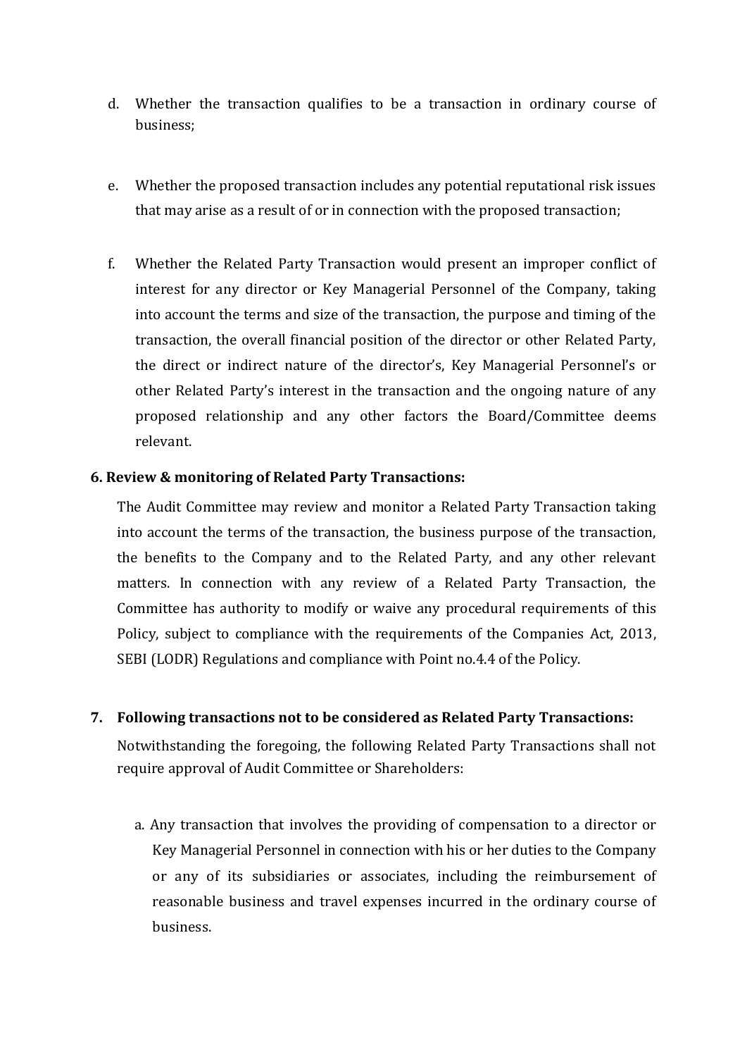d. Whether the transaction qualifies to be a transaction in ordinary course of business;

e. Whether the proposed transaction includes any potential reputational risk issues that may arise as a result of or in connection with the proposed transaction;

f. Whether the Related Party Transaction would present an improper conflict of interest for any director or Key Managerial Personnel of the Company, taking into account the terms and size of the transaction, the purpose and timing of the transaction, the overall financial position of the director or other Related Party, the direct or indirect nature of the director's, Key Managerial Personnel's or other Related Party's interest in the transaction and the ongoing nature of any proposed relationship and any other factors the Board/Committee deems relevant.

**6. Review & monitoring of Related Party Transactions:**

The Audit Committee may review and monitor a Related Party Transaction taking into account the terms of the transaction, the business purpose of the transaction, the benefits to the Company and to the Related Party, and any other relevant matters. In connection with any review of a Related Party Transaction, the Committee has authority to modify or waive any procedural requirements of this Policy, subject to compliance with the requirements of the Companies Act, 2013, SEBI (LODR) Regulations and compliance with Point no.4.4 of the Policy.

**7. Following transactions not to be considered as Related Party Transactions:**

Notwithstanding the foregoing, the following Related Party Transactions shall not require approval of Audit Committee or Shareholders:

a. Any transaction that involves the providing of compensation to a director or Key Managerial Personnel in connection with his or her duties to the Company or any of its subsidiaries or associates, including the reimbursement of reasonable business and travel expenses incurred in the ordinary course of business.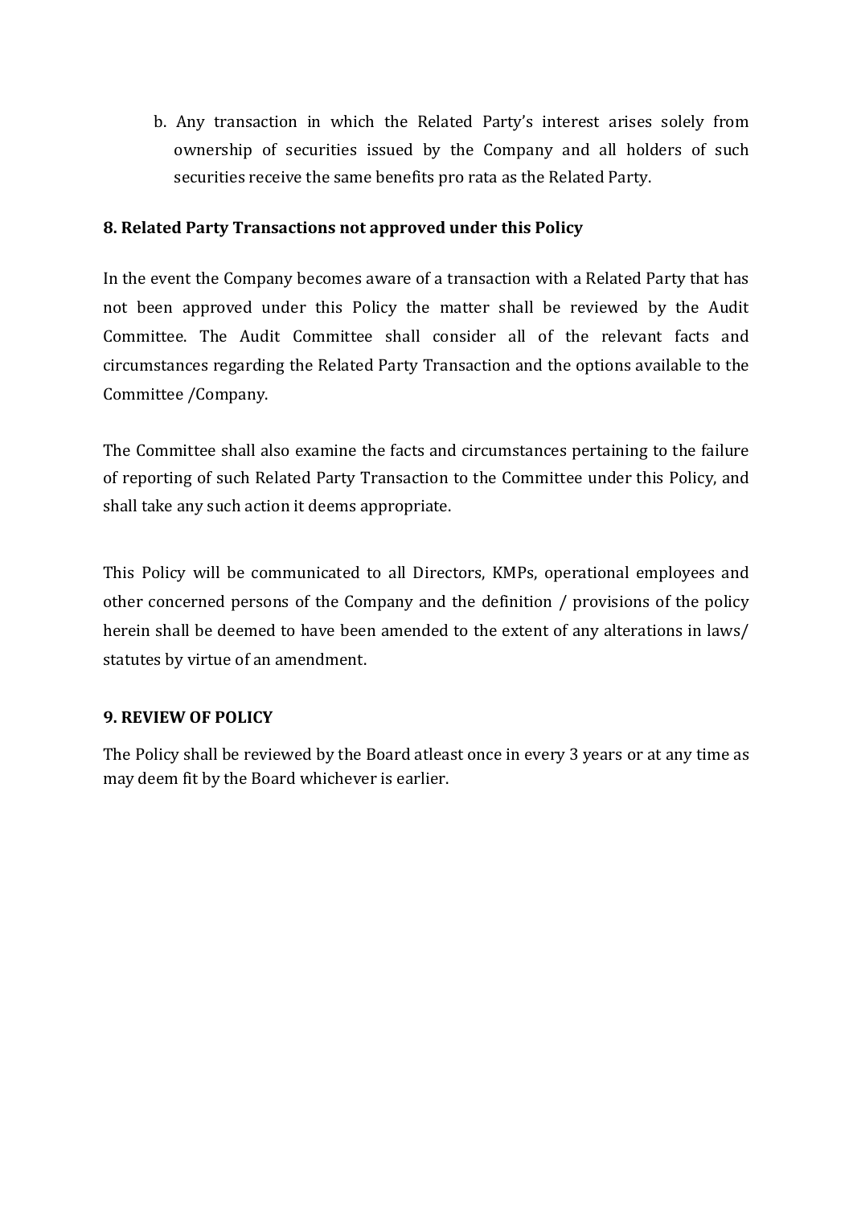b. Any transaction in which the Related Party's interest arises solely from ownership of securities issued by the Company and all holders of such securities receive the same benefits pro rata as the Related Party.

**8. Related Party Transactions not approved under this Policy**

In the event the Company becomes aware of a transaction with a Related Party that has not been approved under this Policy the matter shall be reviewed by the Audit Committee. The Audit Committee shall consider all of the relevant facts and circumstances regarding the Related Party Transaction and the options available to the Committee /Company.

The Committee shall also examine the facts and circumstances pertaining to the failure of reporting of such Related Party Transaction to the Committee under this Policy, and shall take any such action it deems appropriate.

This Policy will be communicated to all Directors, KMPs, operational employees and other concerned persons of the Company and the definition / provisions of the policy herein shall be deemed to have been amended to the extent of any alterations in laws/ statutes by virtue of an amendment.

**9. REVIEW OF POLICY**

The Policy shall be reviewed by the Board atleast once in every 3 years or at any time as may deem fit by the Board whichever is earlier.